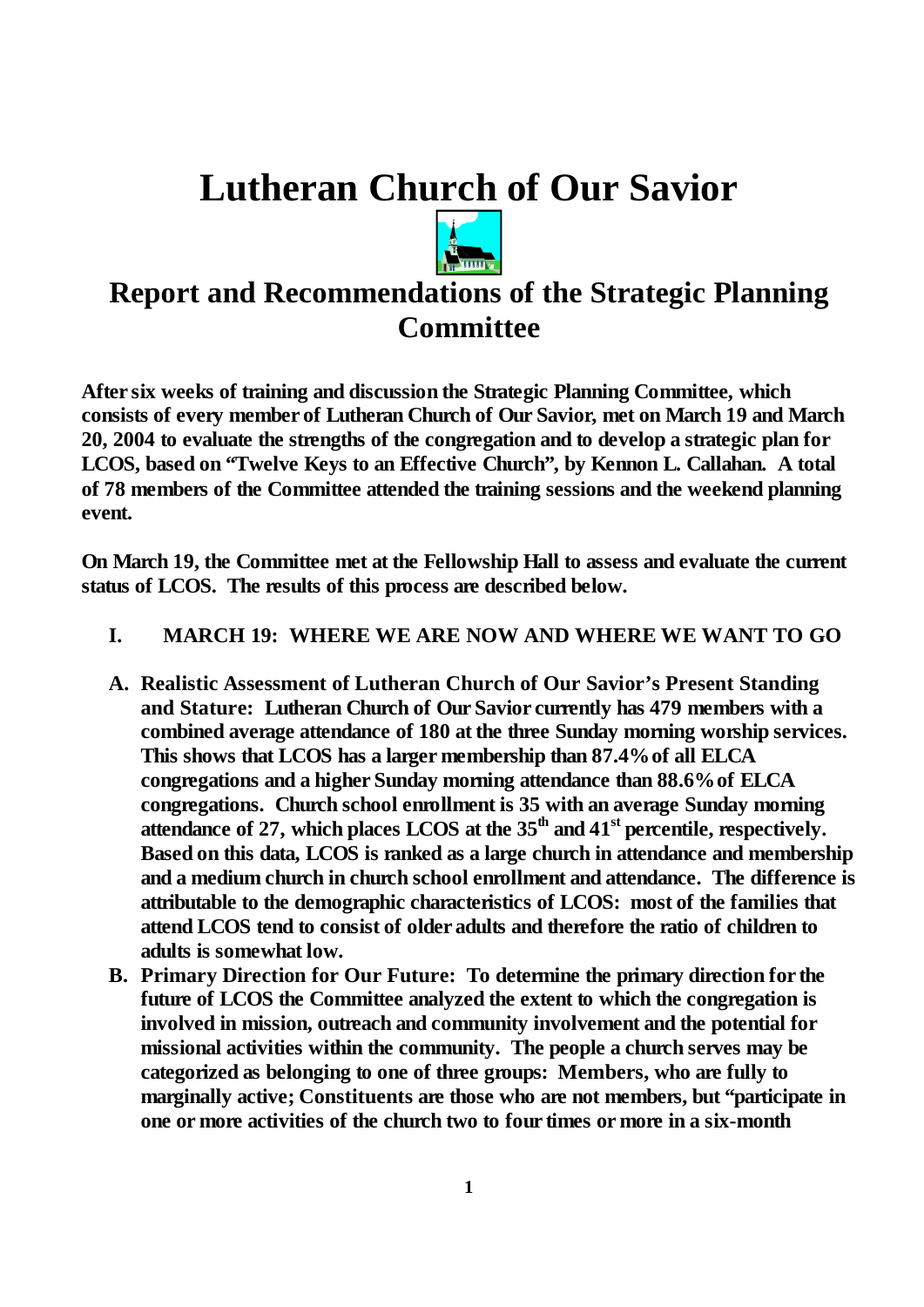# Lutheran Church of Our Savior

## Report and Recommendations of the Strategic Planning Committee

**After six weeks of training and discussion the Strategic Planning Committee, which consists of every member of Lutheran Church of Our Savior, met on March 19 and March 20, 2004 to evaluate the strengths of the congregation and to develop a strategic plan for LCOS, based on "Twelve Keys to an Effective Church", by Kennon L. Callahan. A total of 78 members of the Committee attended the training sessions and the weekend planning event.**

**On March 19, the Committee met at the Fellowship Hall to assess and evaluate the current status of LCOS. The results of this process are described below.**

### I. MARCH 19: WHERE WE ARE NOW AND WHERE WE WANT TO GO

**A. Realistic Assessment of Lutheran Church of Our Savior's Present Standing and Stature: Lutheran Church of Our Savior currently has 479 members with a combined average attendance of 180 at the three Sunday morning worship services. This shows that LCOS has a larger membership than 87.4% of all ELCA congregations and a higher Sunday morning attendance than 88.6% of ELCA congregations. Church school enrollment is 35 with an average Sunday morning attendance of 27, which places LCOS at the 35th and 41st percentile, respectively. Based on this data, LCOS is ranked as a large church in attendance and membership and a medium church in church school enrollment and attendance. The difference is attributable to the demographic characteristics of LCOS: most of the families that attend LCOS tend to consist of older adults and therefore the ratio of children to adults is somewhat low.**

**B. Primary Direction for Our Future: To determine the primary direction for the future of LCOS the Committee analyzed the extent to which the congregation is involved in mission, outreach and community involvement and the potential for missional activities within the community. The people a church serves may be categorized as belonging to one of three groups: Members, who are fully to marginally active; Constituents are those who are not members, but "participate in one or more activities of the church two to four times or more in a six-month**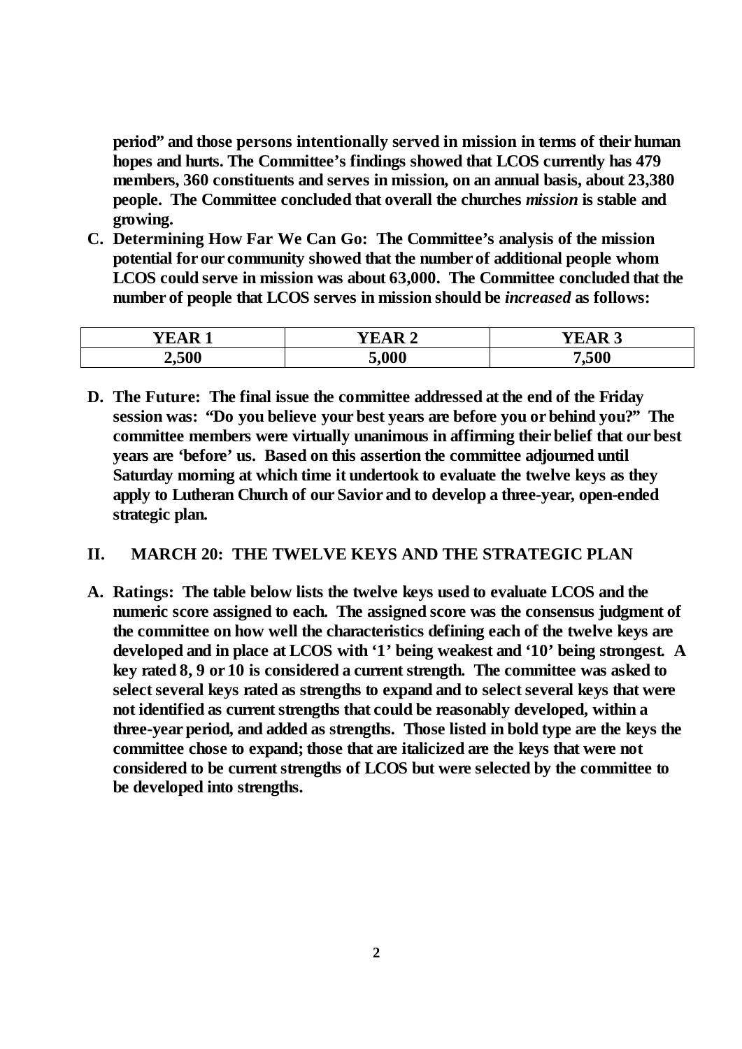**period" and those persons intentionally served in mission in terms of their human hopes and hurts. The Committee's findings showed that LCOS currently has 479 members, 360 constituents and serves in mission, on an annual basis, about 23,380 people. The Committee concluded that overall the churches *mission* is stable and growing.**

**C. Determining How Far We Can Go: The Committee's analysis of the mission potential for our community showed that the number of additional people whom LCOS could serve in mission was about 63,000. The Committee concluded that the number of people that LCOS serves in mission should be *increased* as follows:**

| YEAR 1 | YEAR 2 | YEAR 3 |
|---|---|---|
| 2,500 | 5,000 | 7,500 |

**D. The Future: The final issue the committee addressed at the end of the Friday session was: "Do you believe your best years are before you or behind you?" The committee members were virtually unanimous in affirming their belief that our best years are 'before' us. Based on this assertion the committee adjourned until Saturday morning at which time it undertook to evaluate the twelve keys as they apply to Lutheran Church of our Savior and to develop a three-year, open-ended strategic plan.**

## II. MARCH 20: THE TWELVE KEYS AND THE STRATEGIC PLAN

**A. Ratings: The table below lists the twelve keys used to evaluate LCOS and the numeric score assigned to each. The assigned score was the consensus judgment of the committee on how well the characteristics defining each of the twelve keys are developed and in place at LCOS with '1' being weakest and '10' being strongest. A key rated 8, 9 or 10 is considered a current strength. The committee was asked to select several keys rated as strengths to expand and to select several keys that were not identified as current strengths that could be reasonably developed, within a three-year period, and added as strengths. Those listed in bold type are the keys the committee chose to expand; those that are italicized are the keys that were not considered to be current strengths of LCOS but were selected by the committee to be developed into strengths.**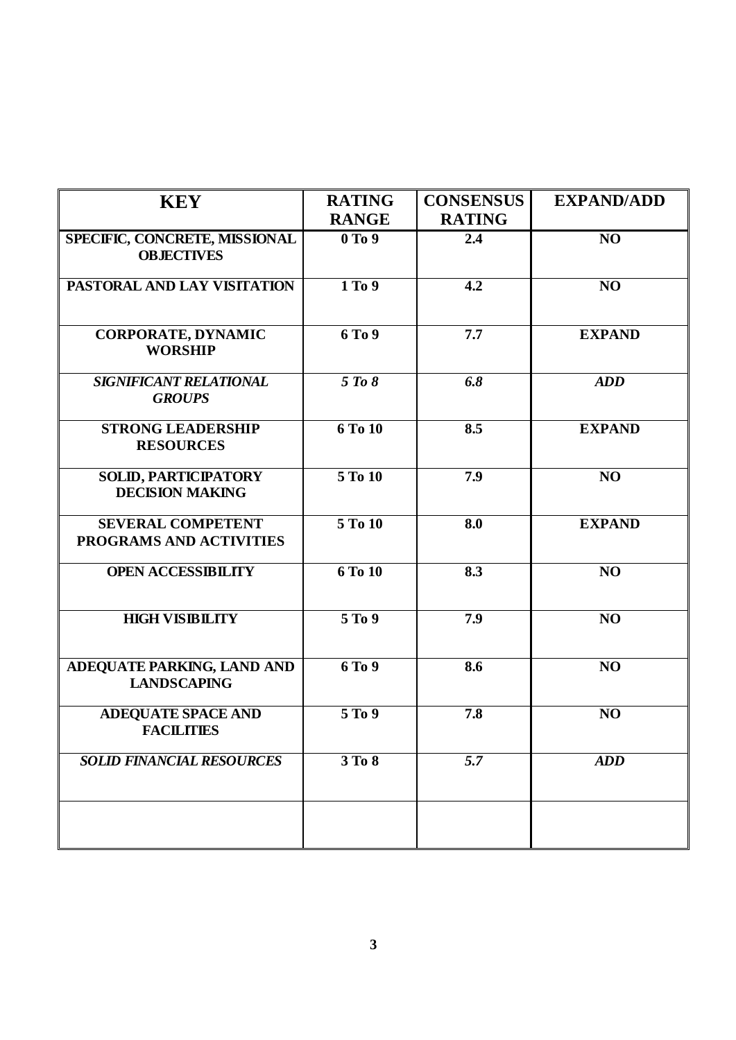| KEY | RATING RANGE | CONSENSUS RATING | EXPAND/ADD |
|---|---|---|---|
| **SPECIFIC, CONCRETE, MISSIONAL OBJECTIVES** | **0 To 9** | **2.4** | **NO** |
| **PASTORAL AND LAY VISITATION** | **1 To 9** | **4.2** | **NO** |
| **CORPORATE, DYNAMIC WORSHIP** | **6 To 9** | **7.7** | **EXPAND** |
| ***SIGNIFICANT RELATIONAL GROUPS*** | ***5 To 8*** | ***6.8*** | ***ADD*** |
| **STRONG LEADERSHIP RESOURCES** | **6 To 10** | **8.5** | **EXPAND** |
| **SOLID, PARTICIPATORY DECISION MAKING** | **5 To 10** | **7.9** | **NO** |
| **SEVERAL COMPETENT PROGRAMS AND ACTIVITIES** | **5 To 10** | **8.0** | **EXPAND** |
| **OPEN ACCESSIBILITY** | **6 To 10** | **8.3** | **NO** |
| **HIGH VISIBILITY** | **5 To 9** | **7.9** | **NO** |
| **ADEQUATE PARKING, LAND AND LANDSCAPING** | **6 To 9** | **8.6** | **NO** |
| **ADEQUATE SPACE AND FACILITIES** | **5 To 9** | **7.8** | **NO** |
| ***SOLID FINANCIAL RESOURCES*** | **3 To 8** | ***5.7*** | ***ADD*** |
| | | | |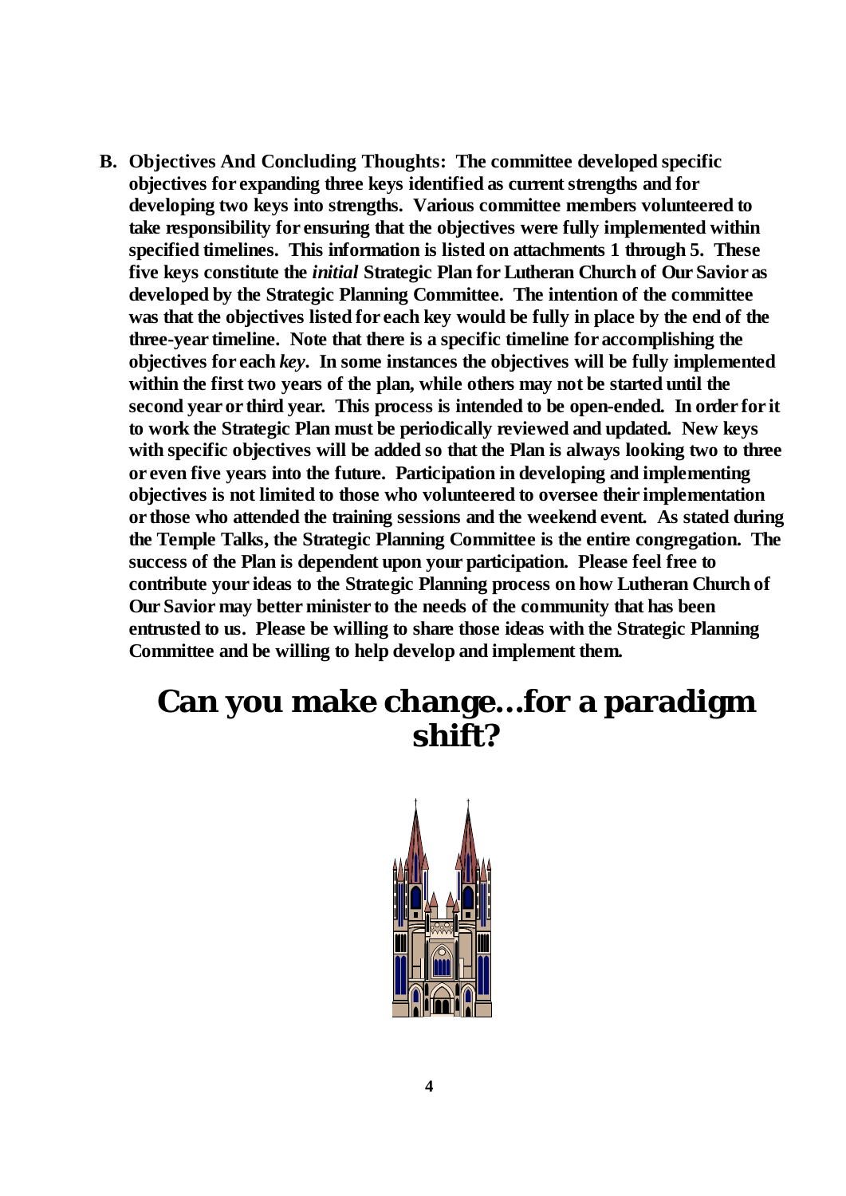**B. Objectives And Concluding Thoughts: The committee developed specific objectives for expanding three keys identified as current strengths and for developing two keys into strengths. Various committee members volunteered to take responsibility for ensuring that the objectives were fully implemented within specified timelines. This information is listed on attachments 1 through 5. These five keys constitute the *initial* Strategic Plan for Lutheran Church of Our Savior as developed by the Strategic Planning Committee. The intention of the committee was that the objectives listed for each key would be fully in place by the end of the three-year timeline. Note that there is a specific timeline for accomplishing the objectives for each *key*. In some instances the objectives will be fully implemented within the first two years of the plan, while others may not be started until the second year or third year. This process is intended to be open-ended. In order for it to work the Strategic Plan must be periodically reviewed and updated. New keys with specific objectives will be added so that the Plan is always looking two to three or even five years into the future. Participation in developing and implementing objectives is not limited to those who volunteered to oversee their implementation or those who attended the training sessions and the weekend event. As stated during the Temple Talks, the Strategic Planning Committee is the entire congregation. The success of the Plan is dependent upon your participation. Please feel free to contribute your ideas to the Strategic Planning process on how Lutheran Church of Our Savior may better minister to the needs of the community that has been entrusted to us. Please be willing to share those ideas with the Strategic Planning Committee and be willing to help develop and implement them.**

# Can you make change…for a paradigm shift?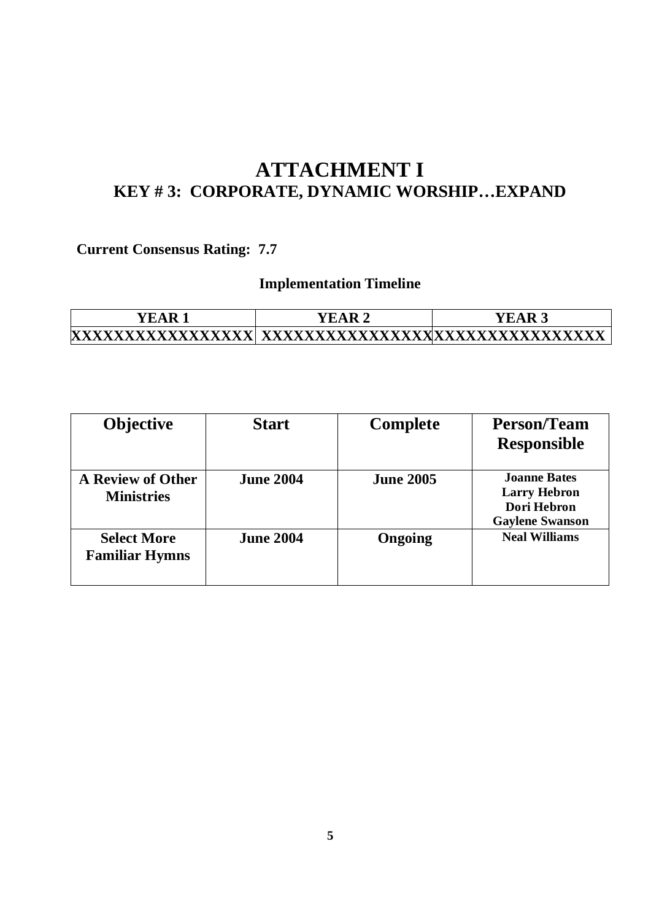# ATTACHMENT I

## KEY # 3: CORPORATE, DYNAMIC WORSHIP…EXPAND

**Current Consensus Rating: 7.7**

**Implementation Timeline**

| YEAR 1 | YEAR 2 | YEAR 3 |
|---|---|---|
| XXXXXXXXXXXXXXXXX | XXXXXXXXXXXXXXXX | XXXXXXXXXXXXXXXX |

| Objective | Start | Complete | Person/Team Responsible |
|---|---|---|---|
| **A Review of Other Ministries** | **June 2004** | **June 2005** | **Joanne Bates**<br>**Larry Hebron**<br>**Dori Hebron**<br>**Gaylene Swanson** |
| **Select More Familiar Hymns** | **June 2004** | **Ongoing** | **Neal Williams** |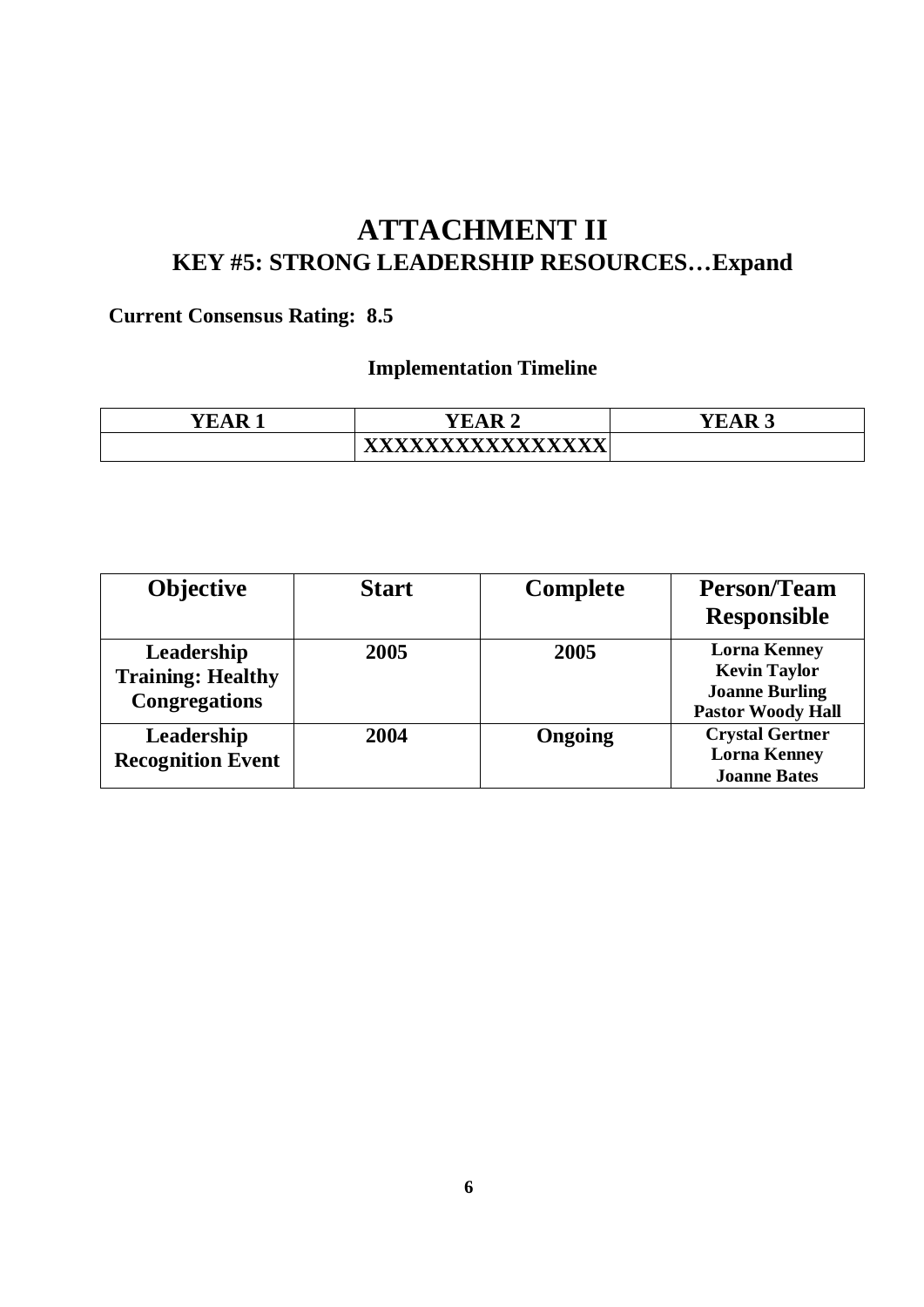# ATTACHMENT II

## KEY #5: STRONG LEADERSHIP RESOURCES…Expand

**Current Consensus Rating: 8.5**

**Implementation Timeline**

| YEAR 1 | YEAR 2 | YEAR 3 |
|---|---|---|
| | XXXXXXXXXXXXXXX | |

| Objective | Start | Complete | Person/Team Responsible |
|---|---|---|---|
| **Leadership Training: Healthy Congregations** | **2005** | **2005** | **Lorna Kenney**<br>**Kevin Taylor**<br>**Joanne Burling**<br>**Pastor Woody Hall** |
| **Leadership Recognition Event** | **2004** | **Ongoing** | **Crystal Gertner**<br>**Lorna Kenney**<br>**Joanne Bates** |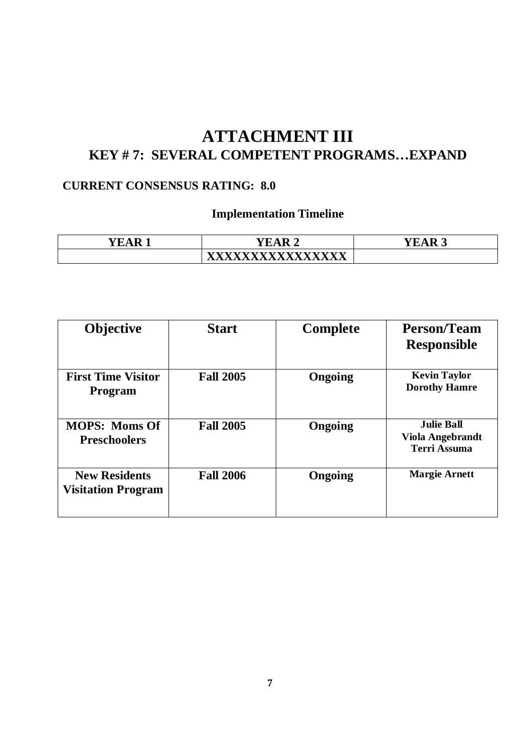# ATTACHMENT III

## KEY # 7: SEVERAL COMPETENT PROGRAMS…EXPAND

**CURRENT CONSENSUS RATING: 8.0**

**Implementation Timeline**

| YEAR 1 | YEAR 2 | YEAR 3 |
|---|---|---|
| | XXXXXXXXXXXXXXX | |

| Objective | Start | Complete | Person/Team Responsible |
|---|---|---|---|
| **First Time Visitor Program** | **Fall 2005** | **Ongoing** | **Kevin Taylor**<br>**Dorothy Hamre** |
| **MOPS: Moms Of Preschoolers** | **Fall 2005** | **Ongoing** | **Julie Ball**<br>**Viola Angebrandt**<br>**Terri Assuma** |
| **New Residents Visitation Program** | **Fall 2006** | **Ongoing** | **Margie Arnett** |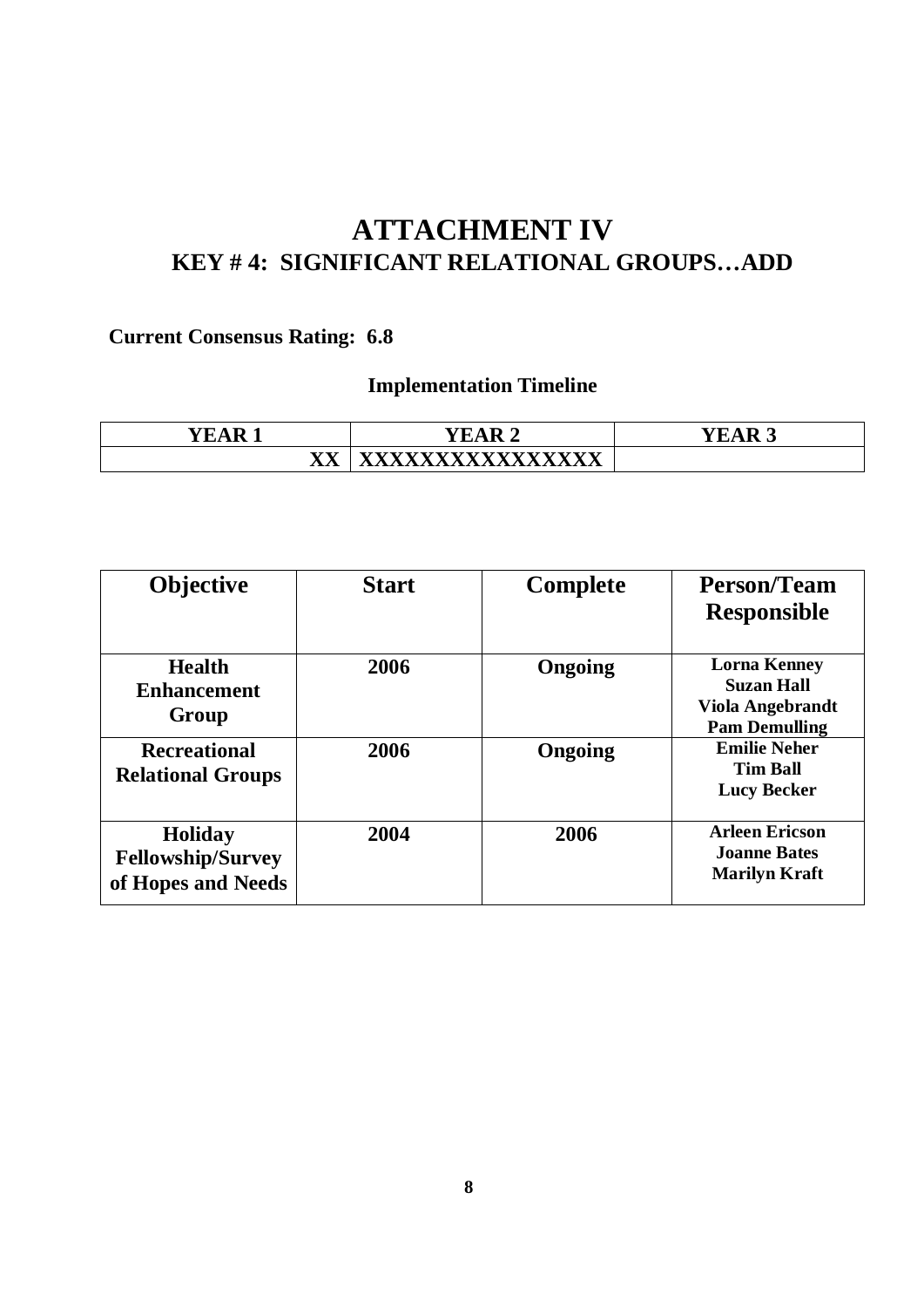# ATTACHMENT IV

## KEY # 4: SIGNIFICANT RELATIONAL GROUPS…ADD

**Current Consensus Rating: 6.8**

### Implementation Timeline

| YEAR 1 | YEAR 2 | YEAR 3 |
|---|---|---|
| XX | XXXXXXXXXXXXXXXX | |

| Objective | Start | Complete | Person/Team Responsible |
|---|---|---|---|
| **Health Enhancement Group** | **2006** | **Ongoing** | **Lorna Kenney**<br>**Suzan Hall**<br>**Viola Angebrandt**<br>**Pam Demulling** |
| **Recreational Relational Groups** | **2006** | **Ongoing** | **Emilie Neher**<br>**Tim Ball**<br>**Lucy Becker** |
| **Holiday Fellowship/Survey of Hopes and Needs** | **2004** | **2006** | **Arleen Ericson**<br>**Joanne Bates**<br>**Marilyn Kraft** |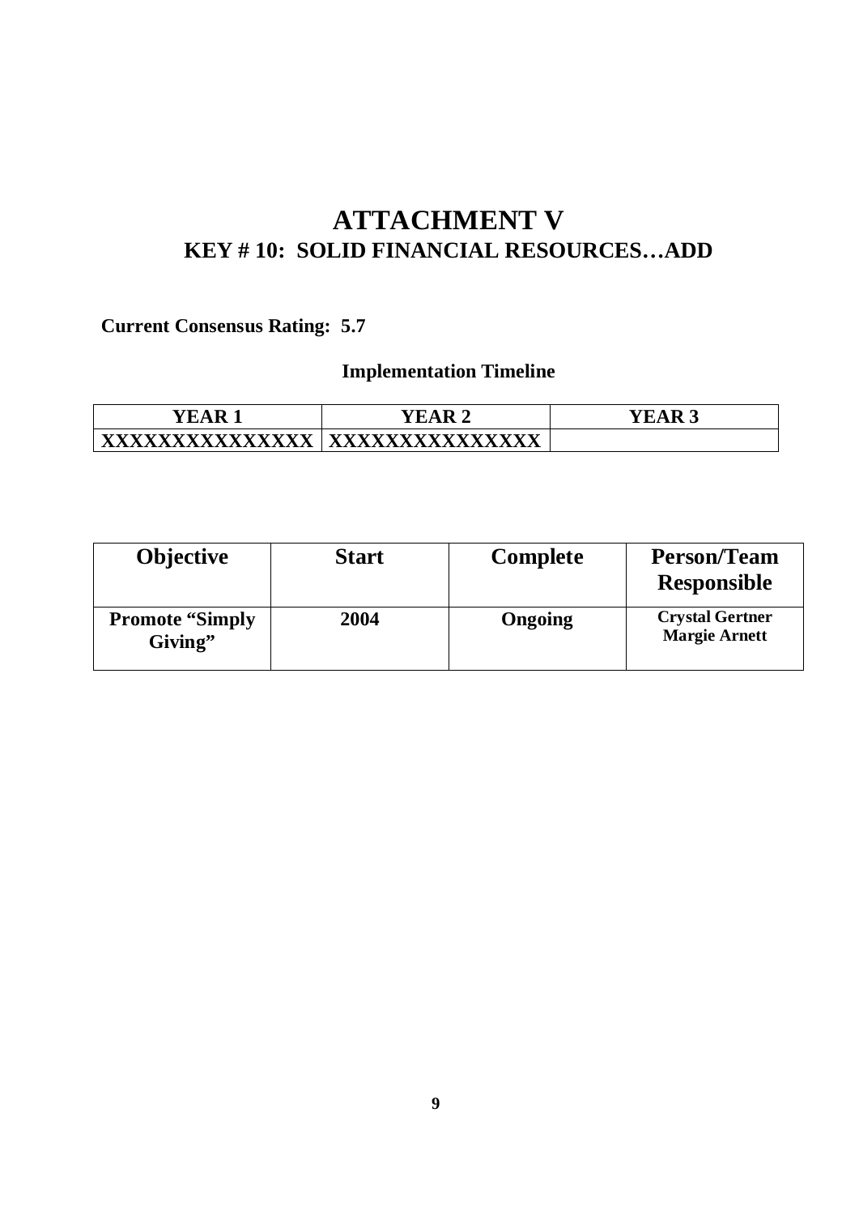# ATTACHMENT V

## KEY # 10: SOLID FINANCIAL RESOURCES…ADD

**Current Consensus Rating: 5.7**

**Implementation Timeline**

| YEAR 1 | YEAR 2 | YEAR 3 |
|---|---|---|
| XXXXXXXXXXXXXXX | XXXXXXXXXXXXXXX | |

| Objective | Start | Complete | Person/Team Responsible |
|---|---|---|---|
| **Promote "Simply Giving"** | **2004** | **Ongoing** | **Crystal Gertner Margie Arnett** |